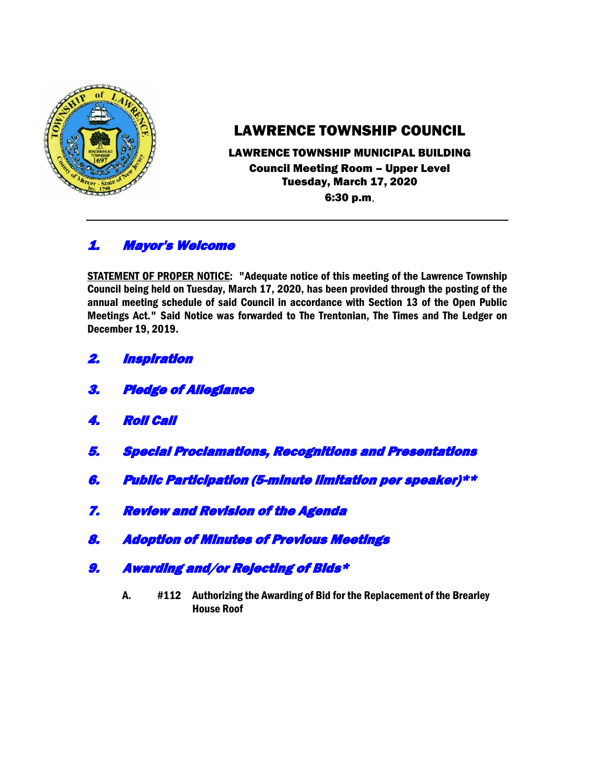# LAWRENCE TOWNSHIP COUNCIL

**LAWRENCE TOWNSHIP MUNICIPAL BUILDING**
**Council Meeting Room – Upper Level**
**Tuesday, March 17, 2020**
**6:30 p.m.**

---

## *1. Mayor's Welcome*

**STATEMENT OF PROPER NOTICE: "Adequate notice of this meeting of the Lawrence Township Council being held on Tuesday, March 17, 2020, has been provided through the posting of the annual meeting schedule of said Council in accordance with Section 13 of the Open Public Meetings Act." Said Notice was forwarded to The Trentonian, The Times and The Ledger on December 19, 2019.**

## *2. Inspiration*

## *3. Pledge of Allegiance*

## *4. Roll Call*

## *5. Special Proclamations, Recognitions and Presentations*

## *6. Public Participation (5-minute limitation per speaker)***

## *7. Review and Revision of the Agenda*

## *8. Adoption of Minutes of Previous Meetings*

## *9. Awarding and/or Rejecting of Bids**

**A. #112 Authorizing the Awarding of Bid for the Replacement of the Brearley House Roof**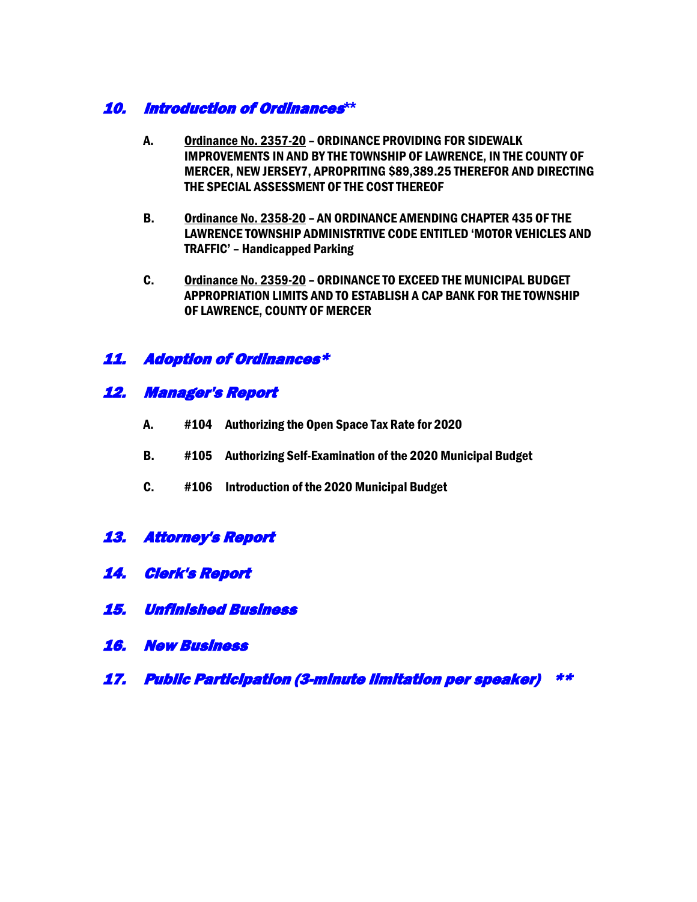## *10. Introduction of Ordinances**

A. <u>Ordinance No. 2357-20</u> – **ORDINANCE PROVIDING FOR SIDEWALK IMPROVEMENTS IN AND BY THE TOWNSHIP OF LAWRENCE, IN THE COUNTY OF MERCER, NEW JERSEY7, APROPRITING $89,389.25 THEREFOR AND DIRECTING THE SPECIAL ASSESSMENT OF THE COST THEREOF**

B. <u>Ordinance No. 2358-20</u> – **AN ORDINANCE AMENDING CHAPTER 435 OF THE LAWRENCE TOWNSHIP ADMINISTRTIVE CODE ENTITLED 'MOTOR VEHICLES AND TRAFFIC' – Handicapped Parking**

C. <u>Ordinance No. 2359-20</u> – **ORDINANCE TO EXCEED THE MUNICIPAL BUDGET APPROPRIATION LIMITS AND TO ESTABLISH A CAP BANK FOR THE TOWNSHIP OF LAWRENCE, COUNTY OF MERCER**

## *11. Adoption of Ordinances**

## *12. Manager's Report*

A. **#104 Authorizing the Open Space Tax Rate for 2020**

B. **#105 Authorizing Self-Examination of the 2020 Municipal Budget**

C. **#106 Introduction of the 2020 Municipal Budget**

## *13. Attorney's Report*

## *14. Clerk's Report*

## *15. Unfinished Business*

## *16. New Business*

## *17. Public Participation (3-minute limitation per speaker) ***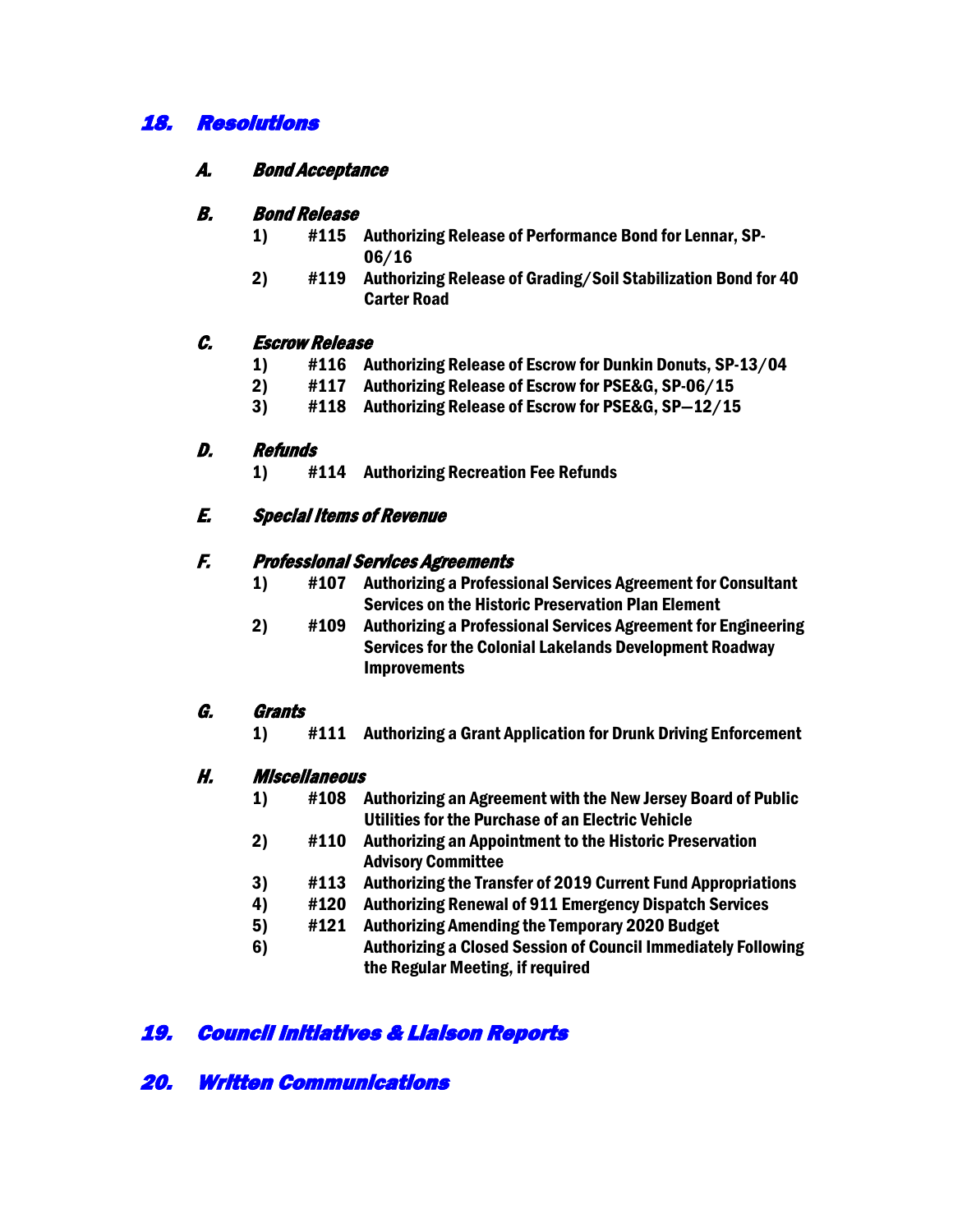## *18. Resolutions*

### *A. Bond Acceptance*

### *B. Bond Release*

1) **#115 Authorizing Release of Performance Bond for Lennar, SP-06/16**
2) **#119 Authorizing Release of Grading/Soil Stabilization Bond for 40 Carter Road**

### *C. Escrow Release*

1) **#116 Authorizing Release of Escrow for Dunkin Donuts, SP-13/04**
2) **#117 Authorizing Release of Escrow for PSE&G, SP-06/15**
3) **#118 Authorizing Release of Escrow for PSE&G, SP—12/15**

### *D. Refunds*

1) **#114 Authorizing Recreation Fee Refunds**

### *E. Special Items of Revenue*

### *F. Professional Services Agreements*

1) **#107 Authorizing a Professional Services Agreement for Consultant Services on the Historic Preservation Plan Element**
2) **#109 Authorizing a Professional Services Agreement for Engineering Services for the Colonial Lakelands Development Roadway Improvements**

### *G. Grants*

1) **#111 Authorizing a Grant Application for Drunk Driving Enforcement**

### *H. Miscellaneous*

1) **#108 Authorizing an Agreement with the New Jersey Board of Public Utilities for the Purchase of an Electric Vehicle**
2) **#110 Authorizing an Appointment to the Historic Preservation Advisory Committee**
3) **#113 Authorizing the Transfer of 2019 Current Fund Appropriations**
4) **#120 Authorizing Renewal of 911 Emergency Dispatch Services**
5) **#121 Authorizing Amending the Temporary 2020 Budget**
6) **Authorizing a Closed Session of Council Immediately Following the Regular Meeting, if required**

## *19. Council Initiatives & Liaison Reports*

## *20. Written Communications*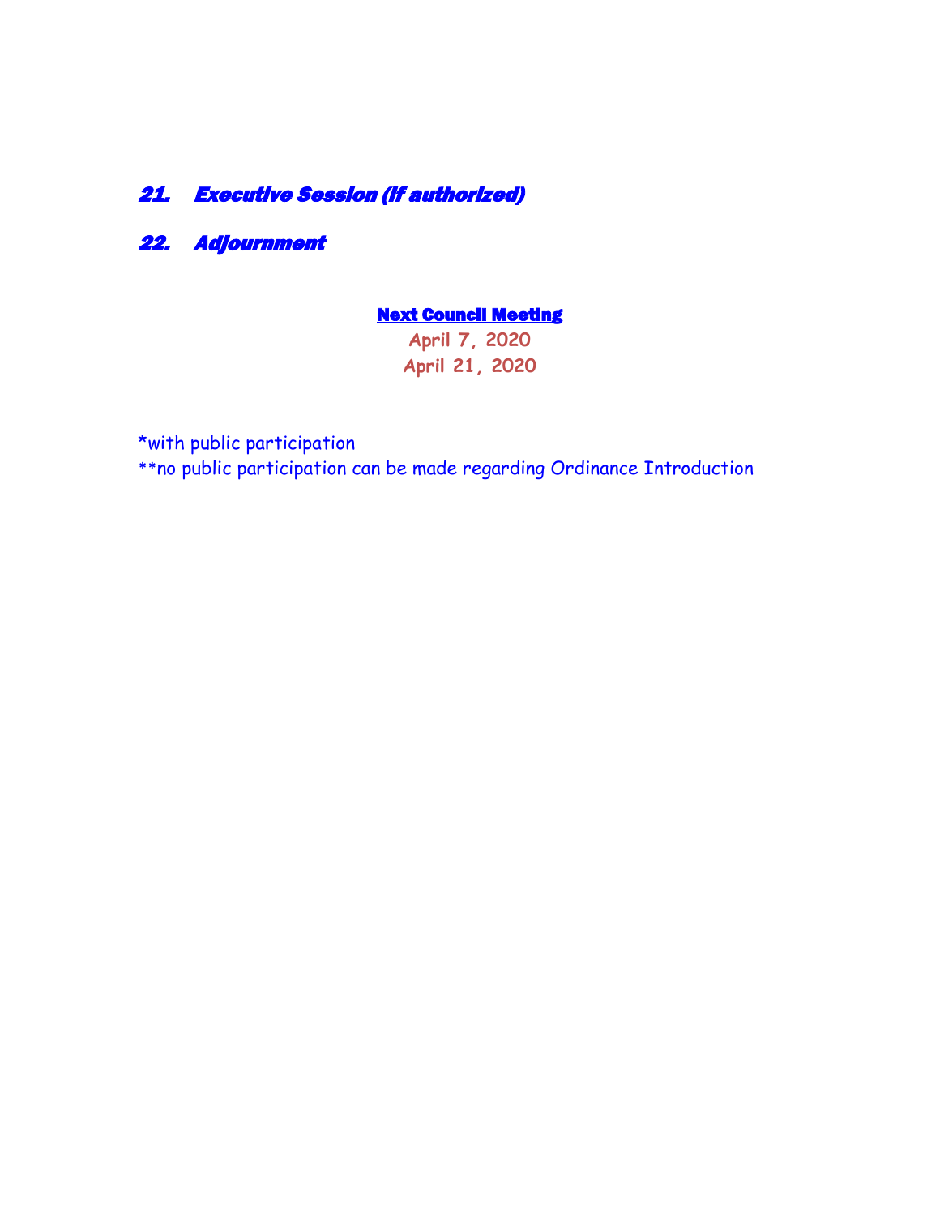## *21. Executive Session (if authorized)*

## *22. Adjournment*

**Next Council Meeting**

**April 7, 2020**

**April 21, 2020**

*with public participation

**no public participation can be made regarding Ordinance Introduction